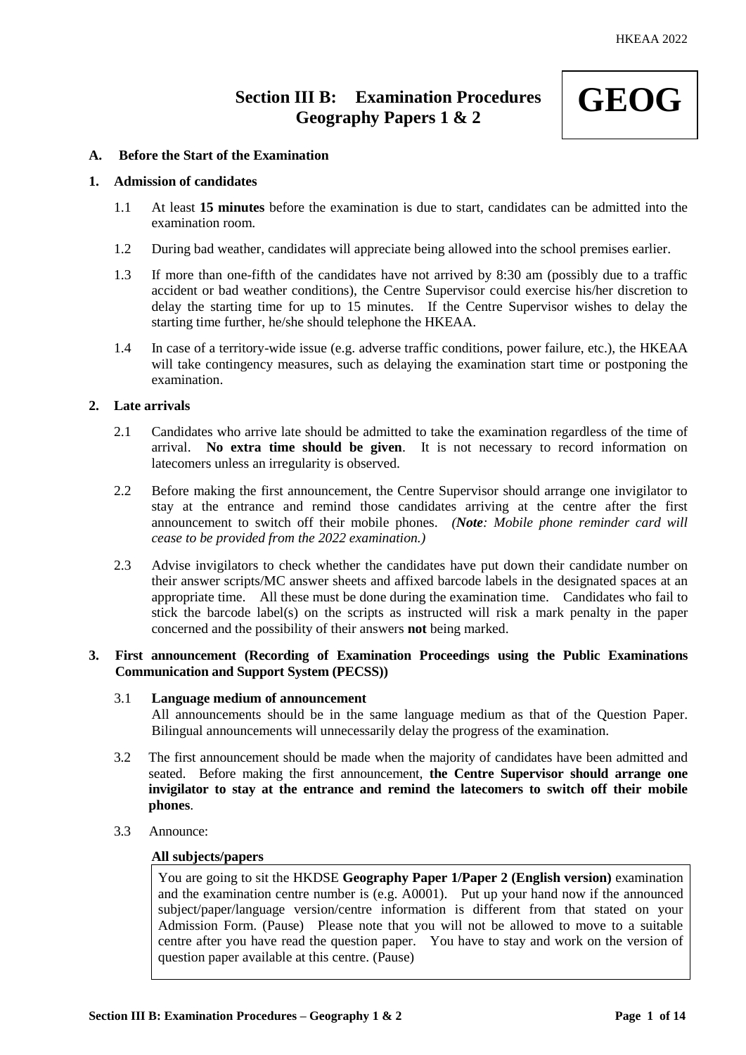# Section III B: Examination Procedures Geography Papers 1 & 2

**GEOG**

## A. Before the Start of the Examination

### 1. Admission of candidates

1.1 At least **15 minutes** before the examination is due to start, candidates can be admitted into the examination room.

1.2 During bad weather, candidates will appreciate being allowed into the school premises earlier.

1.3 If more than one-fifth of the candidates have not arrived by 8:30 am (possibly due to a traffic accident or bad weather conditions), the Centre Supervisor could exercise his/her discretion to delay the starting time for up to 15 minutes. If the Centre Supervisor wishes to delay the starting time further, he/she should telephone the HKEAA.

1.4 In case of a territory-wide issue (e.g. adverse traffic conditions, power failure, etc.), the HKEAA will take contingency measures, such as delaying the examination start time or postponing the examination.

### 2. Late arrivals

2.1 Candidates who arrive late should be admitted to take the examination regardless of the time of arrival. **No extra time should be given**. It is not necessary to record information on latecomers unless an irregularity is observed.

2.2 Before making the first announcement, the Centre Supervisor should arrange one invigilator to stay at the entrance and remind those candidates arriving at the centre after the first announcement to switch off their mobile phones. *(**Note**: Mobile phone reminder card will cease to be provided from the 2022 examination.)*

2.3 Advise invigilators to check whether the candidates have put down their candidate number on their answer scripts/MC answer sheets and affixed barcode labels in the designated spaces at an appropriate time. All these must be done during the examination time. Candidates who fail to stick the barcode label(s) on the scripts as instructed will risk a mark penalty in the paper concerned and the possibility of their answers **not** being marked.

### 3. First announcement (Recording of Examination Proceedings using the Public Examinations Communication and Support System (PECSS))

3.1 **Language medium of announcement**
All announcements should be in the same language medium as that of the Question Paper. Bilingual announcements will unnecessarily delay the progress of the examination.

3.2 The first announcement should be made when the majority of candidates have been admitted and seated. Before making the first announcement, **the Centre Supervisor should arrange one invigilator to stay at the entrance and remind the latecomers to switch off their mobile phones**.

3.3 Announce:

**All subjects/papers**

> You are going to sit the HKDSE **Geography Paper 1/Paper 2 (English version)** examination and the examination centre number is (e.g. A0001). Put up your hand now if the announced subject/paper/language version/centre information is different from that stated on your Admission Form. (Pause) Please note that you will not be allowed to move to a suitable centre after you have read the question paper. You have to stay and work on the version of question paper available at this centre. (Pause)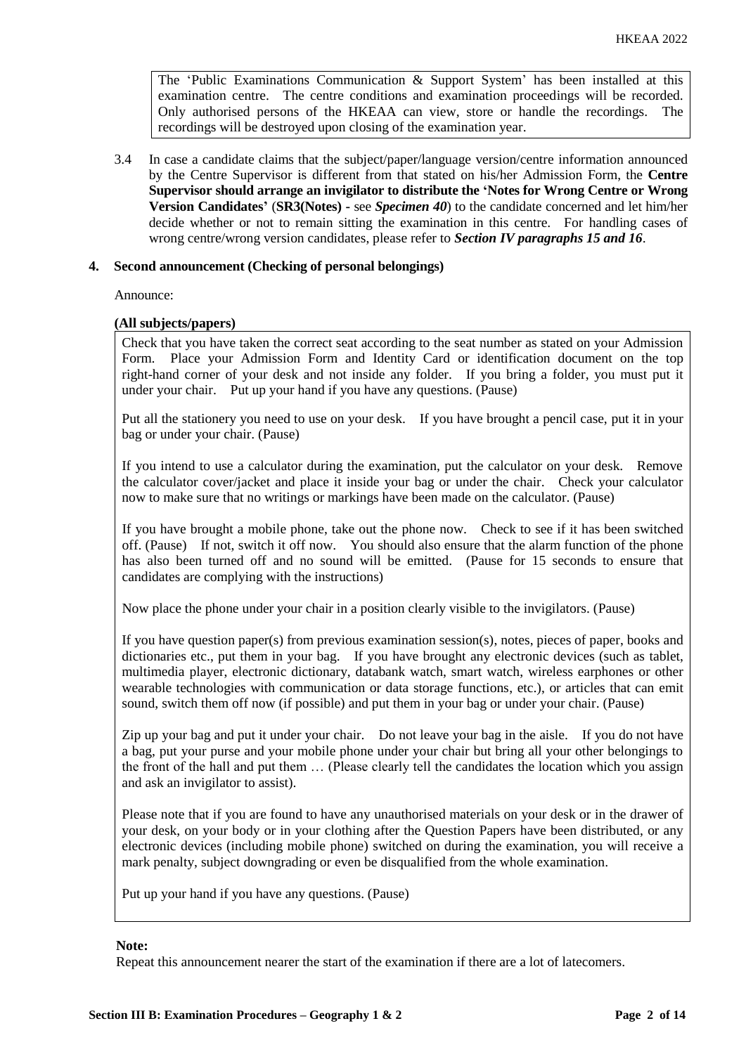> The 'Public Examinations Communication & Support System' has been installed at this examination centre. The centre conditions and examination proceedings will be recorded. Only authorised persons of the HKEAA can view, store or handle the recordings. The recordings will be destroyed upon closing of the examination year.

3.4 In case a candidate claims that the subject/paper/language version/centre information announced by the Centre Supervisor is different from that stated on his/her Admission Form, the **Centre Supervisor should arrange an invigilator to distribute the 'Notes for Wrong Centre or Wrong Version Candidates'** (**SR3(Notes) -** see ***Specimen 40***) to the candidate concerned and let him/her decide whether or not to remain sitting the examination in this centre. For handling cases of wrong centre/wrong version candidates, please refer to ***Section IV paragraphs 15 and 16***.

**4. Second announcement (Checking of personal belongings)**

Announce:

**(All subjects/papers)**

> Check that you have taken the correct seat according to the seat number as stated on your Admission Form. Place your Admission Form and Identity Card or identification document on the top right-hand corner of your desk and not inside any folder. If you bring a folder, you must put it under your chair. Put up your hand if you have any questions. (Pause)
>
> Put all the stationery you need to use on your desk. If you have brought a pencil case, put it in your bag or under your chair. (Pause)
>
> If you intend to use a calculator during the examination, put the calculator on your desk. Remove the calculator cover/jacket and place it inside your bag or under the chair. Check your calculator now to make sure that no writings or markings have been made on the calculator. (Pause)
>
> If you have brought a mobile phone, take out the phone now. Check to see if it has been switched off. (Pause) If not, switch it off now. You should also ensure that the alarm function of the phone has also been turned off and no sound will be emitted. (Pause for 15 seconds to ensure that candidates are complying with the instructions)
>
> Now place the phone under your chair in a position clearly visible to the invigilators. (Pause)
>
> If you have question paper(s) from previous examination session(s), notes, pieces of paper, books and dictionaries etc., put them in your bag. If you have brought any electronic devices (such as tablet, multimedia player, electronic dictionary, databank watch, smart watch, wireless earphones or other wearable technologies with communication or data storage functions, etc.), or articles that can emit sound, switch them off now (if possible) and put them in your bag or under your chair. (Pause)
>
> Zip up your bag and put it under your chair. Do not leave your bag in the aisle. If you do not have a bag, put your purse and your mobile phone under your chair but bring all your other belongings to the front of the hall and put them … (Please clearly tell the candidates the location which you assign and ask an invigilator to assist).
>
> Please note that if you are found to have any unauthorised materials on your desk or in the drawer of your desk, on your body or in your clothing after the Question Papers have been distributed, or any electronic devices (including mobile phone) switched on during the examination, you will receive a mark penalty, subject downgrading or even be disqualified from the whole examination.
>
> Put up your hand if you have any questions. (Pause)

**Note:**
Repeat this announcement nearer the start of the examination if there are a lot of latecomers.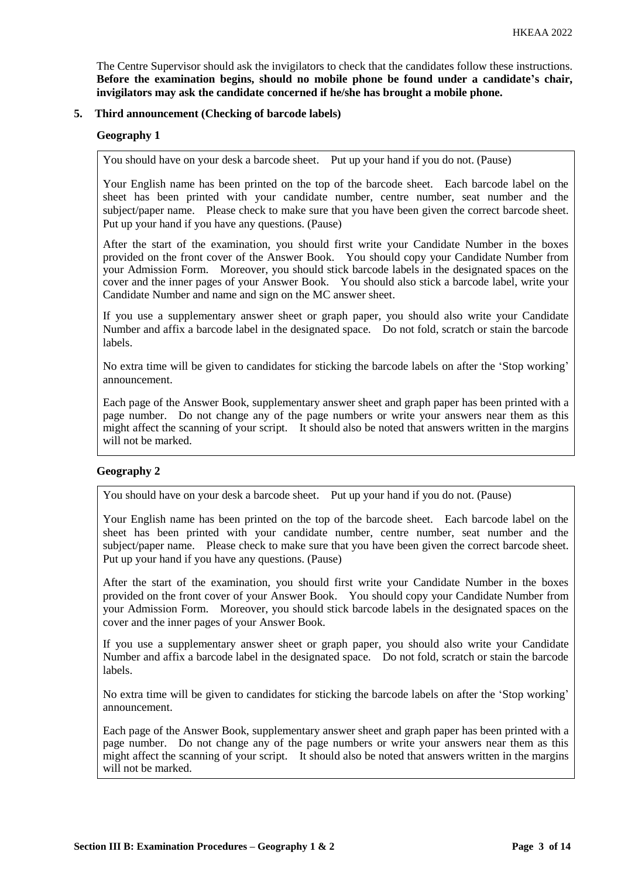The Centre Supervisor should ask the invigilators to check that the candidates follow these instructions. **Before the examination begins, should no mobile phone be found under a candidate's chair, invigilators may ask the candidate concerned if he/she has brought a mobile phone.**

**5. Third announcement (Checking of barcode labels)**

**Geography 1**

> You should have on your desk a barcode sheet. Put up your hand if you do not. (Pause)
>
> Your English name has been printed on the top of the barcode sheet. Each barcode label on the sheet has been printed with your candidate number, centre number, seat number and the subject/paper name. Please check to make sure that you have been given the correct barcode sheet. Put up your hand if you have any questions. (Pause)
>
> After the start of the examination, you should first write your Candidate Number in the boxes provided on the front cover of the Answer Book. You should copy your Candidate Number from your Admission Form. Moreover, you should stick barcode labels in the designated spaces on the cover and the inner pages of your Answer Book. You should also stick a barcode label, write your Candidate Number and name and sign on the MC answer sheet.
>
> If you use a supplementary answer sheet or graph paper, you should also write your Candidate Number and affix a barcode label in the designated space. Do not fold, scratch or stain the barcode labels.
>
> No extra time will be given to candidates for sticking the barcode labels on after the 'Stop working' announcement.
>
> Each page of the Answer Book, supplementary answer sheet and graph paper has been printed with a page number. Do not change any of the page numbers or write your answers near them as this might affect the scanning of your script. It should also be noted that answers written in the margins will not be marked.

**Geography 2**

> You should have on your desk a barcode sheet. Put up your hand if you do not. (Pause)
>
> Your English name has been printed on the top of the barcode sheet. Each barcode label on the sheet has been printed with your candidate number, centre number, seat number and the subject/paper name. Please check to make sure that you have been given the correct barcode sheet. Put up your hand if you have any questions. (Pause)
>
> After the start of the examination, you should first write your Candidate Number in the boxes provided on the front cover of your Answer Book. You should copy your Candidate Number from your Admission Form. Moreover, you should stick barcode labels in the designated spaces on the cover and the inner pages of your Answer Book.
>
> If you use a supplementary answer sheet or graph paper, you should also write your Candidate Number and affix a barcode label in the designated space. Do not fold, scratch or stain the barcode labels.
>
> No extra time will be given to candidates for sticking the barcode labels on after the 'Stop working' announcement.
>
> Each page of the Answer Book, supplementary answer sheet and graph paper has been printed with a page number. Do not change any of the page numbers or write your answers near them as this might affect the scanning of your script. It should also be noted that answers written in the margins will not be marked.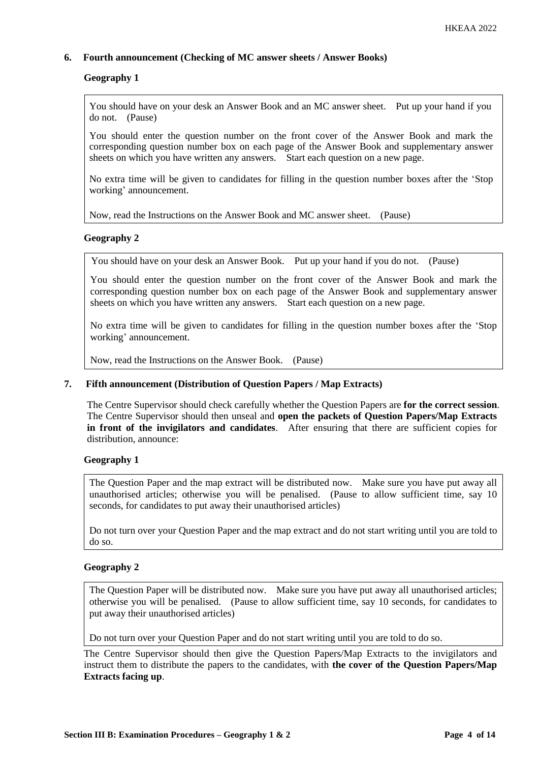## 6. Fourth announcement (Checking of MC answer sheets / Answer Books)

### Geography 1

> You should have on your desk an Answer Book and an MC answer sheet. Put up your hand if you do not. (Pause)
>
> You should enter the question number on the front cover of the Answer Book and mark the corresponding question number box on each page of the Answer Book and supplementary answer sheets on which you have written any answers. Start each question on a new page.
>
> No extra time will be given to candidates for filling in the question number boxes after the 'Stop working' announcement.
>
> Now, read the Instructions on the Answer Book and MC answer sheet. (Pause)

### Geography 2

> You should have on your desk an Answer Book. Put up your hand if you do not. (Pause)
>
> You should enter the question number on the front cover of the Answer Book and mark the corresponding question number box on each page of the Answer Book and supplementary answer sheets on which you have written any answers. Start each question on a new page.
>
> No extra time will be given to candidates for filling in the question number boxes after the 'Stop working' announcement.
>
> Now, read the Instructions on the Answer Book. (Pause)

## 7. Fifth announcement (Distribution of Question Papers / Map Extracts)

The Centre Supervisor should check carefully whether the Question Papers are **for the correct session**. The Centre Supervisor should then unseal and **open the packets of Question Papers/Map Extracts in front of the invigilators and candidates**. After ensuring that there are sufficient copies for distribution, announce:

### Geography 1

> The Question Paper and the map extract will be distributed now. Make sure you have put away all unauthorised articles; otherwise you will be penalised. (Pause to allow sufficient time, say 10 seconds, for candidates to put away their unauthorised articles)
>
> Do not turn over your Question Paper and the map extract and do not start writing until you are told to do so.

### Geography 2

> The Question Paper will be distributed now. Make sure you have put away all unauthorised articles; otherwise you will be penalised. (Pause to allow sufficient time, say 10 seconds, for candidates to put away their unauthorised articles)
>
> Do not turn over your Question Paper and do not start writing until you are told to do so.

The Centre Supervisor should then give the Question Papers/Map Extracts to the invigilators and instruct them to distribute the papers to the candidates, with **the cover of the Question Papers/Map Extracts facing up**.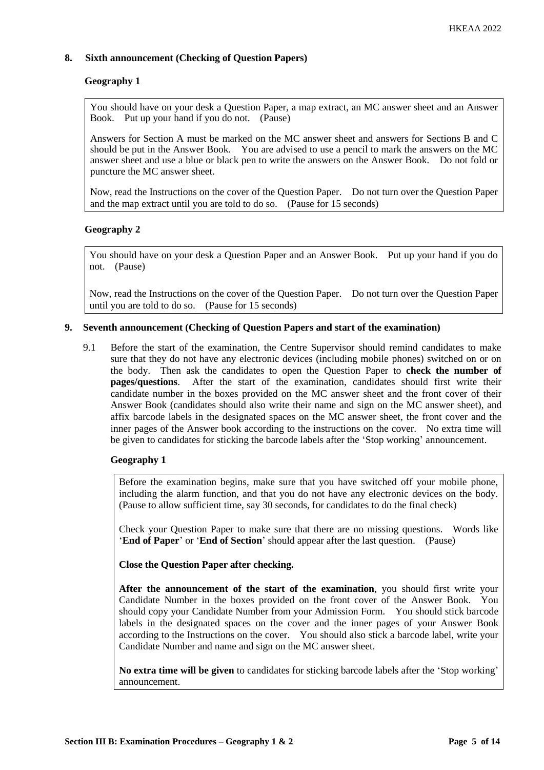## 8. Sixth announcement (Checking of Question Papers)

### Geography 1

> You should have on your desk a Question Paper, a map extract, an MC answer sheet and an Answer Book. Put up your hand if you do not. (Pause)
>
> Answers for Section A must be marked on the MC answer sheet and answers for Sections B and C should be put in the Answer Book. You are advised to use a pencil to mark the answers on the MC answer sheet and use a blue or black pen to write the answers on the Answer Book. Do not fold or puncture the MC answer sheet.
>
> Now, read the Instructions on the cover of the Question Paper. Do not turn over the Question Paper and the map extract until you are told to do so. (Pause for 15 seconds)

### Geography 2

> You should have on your desk a Question Paper and an Answer Book. Put up your hand if you do not. (Pause)
>
> Now, read the Instructions on the cover of the Question Paper. Do not turn over the Question Paper until you are told to do so. (Pause for 15 seconds)

## 9. Seventh announcement (Checking of Question Papers and start of the examination)

9.1 Before the start of the examination, the Centre Supervisor should remind candidates to make sure that they do not have any electronic devices (including mobile phones) switched on or on the body. Then ask the candidates to open the Question Paper to **check the number of pages/questions**. After the start of the examination, candidates should first write their candidate number in the boxes provided on the MC answer sheet and the front cover of their Answer Book (candidates should also write their name and sign on the MC answer sheet), and affix barcode labels in the designated spaces on the MC answer sheet, the front cover and the inner pages of the Answer book according to the instructions on the cover. No extra time will be given to candidates for sticking the barcode labels after the 'Stop working' announcement.

### Geography 1

> Before the examination begins, make sure that you have switched off your mobile phone, including the alarm function, and that you do not have any electronic devices on the body. (Pause to allow sufficient time, say 30 seconds, for candidates to do the final check)
>
> Check your Question Paper to make sure that there are no missing questions. Words like '**End of Paper**' or '**End of Section**' should appear after the last question. (Pause)
>
> **Close the Question Paper after checking.**
>
> **After the announcement of the start of the examination**, you should first write your Candidate Number in the boxes provided on the front cover of the Answer Book. You should copy your Candidate Number from your Admission Form. You should stick barcode labels in the designated spaces on the cover and the inner pages of your Answer Book according to the Instructions on the cover. You should also stick a barcode label, write your Candidate Number and name and sign on the MC answer sheet.
>
> **No extra time will be given** to candidates for sticking barcode labels after the 'Stop working' announcement.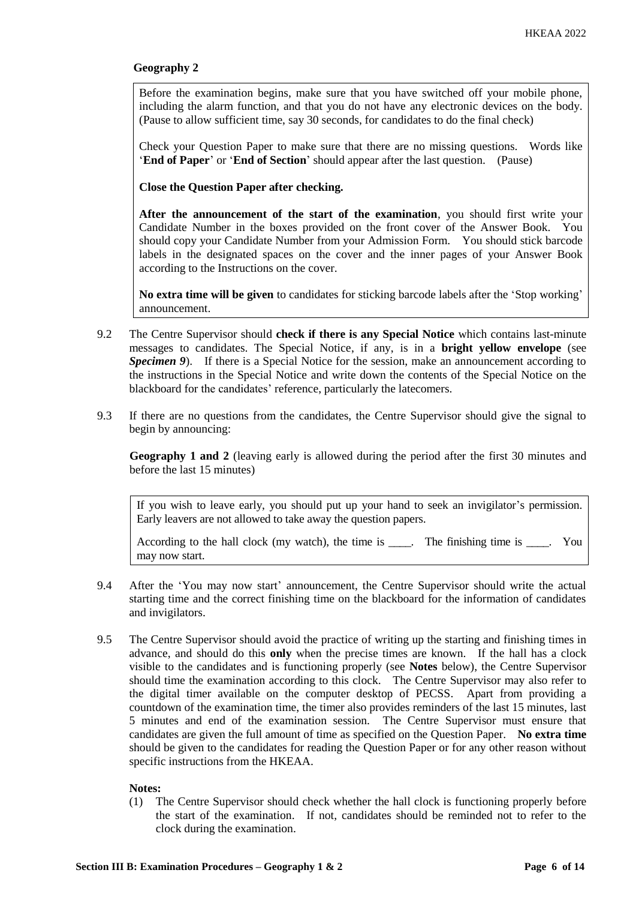**Geography 2**

> Before the examination begins, make sure that you have switched off your mobile phone, including the alarm function, and that you do not have any electronic devices on the body. (Pause to allow sufficient time, say 30 seconds, for candidates to do the final check)
>
> Check your Question Paper to make sure that there are no missing questions. Words like '**End of Paper**' or '**End of Section**' should appear after the last question. (Pause)
>
> **Close the Question Paper after checking.**
>
> **After the announcement of the start of the examination**, you should first write your Candidate Number in the boxes provided on the front cover of the Answer Book. You should copy your Candidate Number from your Admission Form. You should stick barcode labels in the designated spaces on the cover and the inner pages of your Answer Book according to the Instructions on the cover.
>
> **No extra time will be given** to candidates for sticking barcode labels after the 'Stop working' announcement.

9.2 The Centre Supervisor should **check if there is any Special Notice** which contains last-minute messages to candidates. The Special Notice, if any, is in a **bright yellow envelope** (see ***Specimen 9***). If there is a Special Notice for the session, make an announcement according to the instructions in the Special Notice and write down the contents of the Special Notice on the blackboard for the candidates' reference, particularly the latecomers.

9.3 If there are no questions from the candidates, the Centre Supervisor should give the signal to begin by announcing:

**Geography 1 and 2** (leaving early is allowed during the period after the first 30 minutes and before the last 15 minutes)

> If you wish to leave early, you should put up your hand to seek an invigilator's permission. Early leavers are not allowed to take away the question papers.
>
> According to the hall clock (my watch), the time is ____. The finishing time is ____. You may now start.

9.4 After the 'You may now start' announcement, the Centre Supervisor should write the actual starting time and the correct finishing time on the blackboard for the information of candidates and invigilators.

9.5 The Centre Supervisor should avoid the practice of writing up the starting and finishing times in advance, and should do this **only** when the precise times are known. If the hall has a clock visible to the candidates and is functioning properly (see **Notes** below), the Centre Supervisor should time the examination according to this clock. The Centre Supervisor may also refer to the digital timer available on the computer desktop of PECSS. Apart from providing a countdown of the examination time, the timer also provides reminders of the last 15 minutes, last 5 minutes and end of the examination session. The Centre Supervisor must ensure that candidates are given the full amount of time as specified on the Question Paper. **No extra time** should be given to the candidates for reading the Question Paper or for any other reason without specific instructions from the HKEAA.

**Notes:**

(1) The Centre Supervisor should check whether the hall clock is functioning properly before the start of the examination. If not, candidates should be reminded not to refer to the clock during the examination.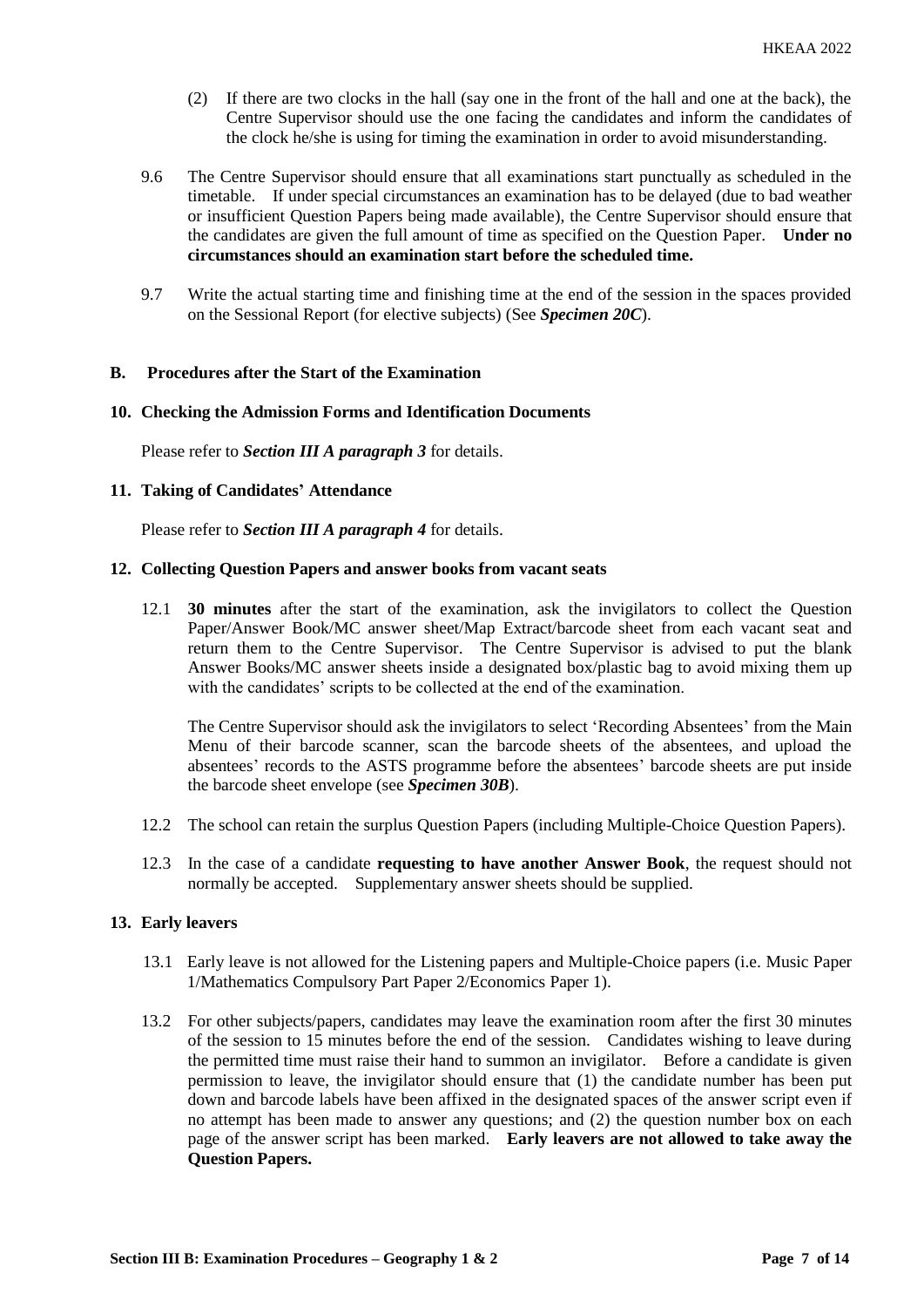(2) If there are two clocks in the hall (say one in the front of the hall and one at the back), the Centre Supervisor should use the one facing the candidates and inform the candidates of the clock he/she is using for timing the examination in order to avoid misunderstanding.

9.6 The Centre Supervisor should ensure that all examinations start punctually as scheduled in the timetable. If under special circumstances an examination has to be delayed (due to bad weather or insufficient Question Papers being made available), the Centre Supervisor should ensure that the candidates are given the full amount of time as specified on the Question Paper. **Under no circumstances should an examination start before the scheduled time.**

9.7 Write the actual starting time and finishing time at the end of the session in the spaces provided on the Sessional Report (for elective subjects) (See ***Specimen 20C***).

## B. Procedures after the Start of the Examination

### 10. Checking the Admission Forms and Identification Documents

Please refer to ***Section III A paragraph 3*** for details.

### 11. Taking of Candidates' Attendance

Please refer to ***Section III A paragraph 4*** for details.

### 12. Collecting Question Papers and answer books from vacant seats

12.1 **30 minutes** after the start of the examination, ask the invigilators to collect the Question Paper/Answer Book/MC answer sheet/Map Extract/barcode sheet from each vacant seat and return them to the Centre Supervisor. The Centre Supervisor is advised to put the blank Answer Books/MC answer sheets inside a designated box/plastic bag to avoid mixing them up with the candidates' scripts to be collected at the end of the examination.

The Centre Supervisor should ask the invigilators to select 'Recording Absentees' from the Main Menu of their barcode scanner, scan the barcode sheets of the absentees, and upload the absentees' records to the ASTS programme before the absentees' barcode sheets are put inside the barcode sheet envelope (see ***Specimen 30B***).

12.2 The school can retain the surplus Question Papers (including Multiple-Choice Question Papers).

12.3 In the case of a candidate **requesting to have another Answer Book**, the request should not normally be accepted. Supplementary answer sheets should be supplied.

### 13. Early leavers

13.1 Early leave is not allowed for the Listening papers and Multiple-Choice papers (i.e. Music Paper 1/Mathematics Compulsory Part Paper 2/Economics Paper 1).

13.2 For other subjects/papers, candidates may leave the examination room after the first 30 minutes of the session to 15 minutes before the end of the session. Candidates wishing to leave during the permitted time must raise their hand to summon an invigilator. Before a candidate is given permission to leave, the invigilator should ensure that (1) the candidate number has been put down and barcode labels have been affixed in the designated spaces of the answer script even if no attempt has been made to answer any questions; and (2) the question number box on each page of the answer script has been marked. **Early leavers are not allowed to take away the Question Papers.**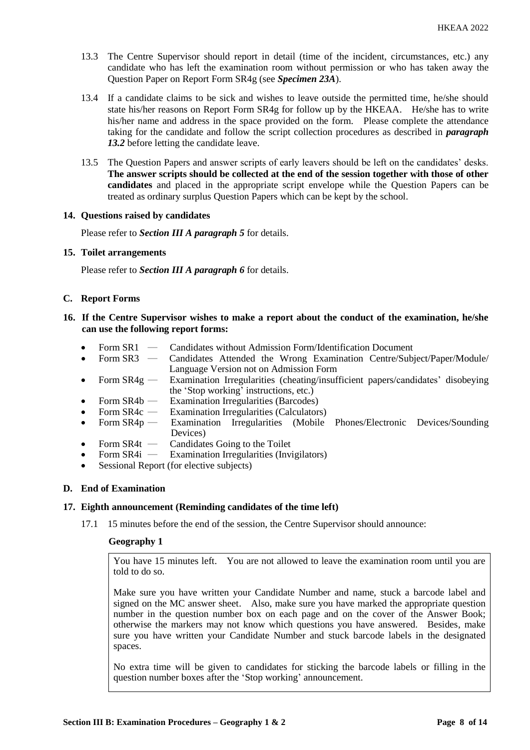13.3 The Centre Supervisor should report in detail (time of the incident, circumstances, etc.) any candidate who has left the examination room without permission or who has taken away the Question Paper on Report Form SR4g (see ***Specimen 23A***).

13.4 If a candidate claims to be sick and wishes to leave outside the permitted time, he/she should state his/her reasons on Report Form SR4g for follow up by the HKEAA. He/she has to write his/her name and address in the space provided on the form. Please complete the attendance taking for the candidate and follow the script collection procedures as described in ***paragraph 13.2*** before letting the candidate leave.

13.5 The Question Papers and answer scripts of early leavers should be left on the candidates' desks. **The answer scripts should be collected at the end of the session together with those of other candidates** and placed in the appropriate script envelope while the Question Papers can be treated as ordinary surplus Question Papers which can be kept by the school.

**14. Questions raised by candidates**

Please refer to ***Section III A paragraph 5*** for details.

**15. Toilet arrangements**

Please refer to ***Section III A paragraph 6*** for details.

## C. Report Forms

**16. If the Centre Supervisor wishes to make a report about the conduct of the examination, he/she can use the following report forms:**

- Form SR1 — Candidates without Admission Form/Identification Document
- Form SR3 — Candidates Attended the Wrong Examination Centre/Subject/Paper/Module/ Language Version not on Admission Form
- Form SR4g — Examination Irregularities (cheating/insufficient papers/candidates' disobeying the 'Stop working' instructions, etc.)
- Form SR4b — Examination Irregularities (Barcodes)
- Form SR4c — Examination Irregularities (Calculators)
- Form SR4p — Examination Irregularities (Mobile Phones/Electronic Devices/Sounding Devices)
- Form SR4t — Candidates Going to the Toilet
- Form SR4i — Examination Irregularities (Invigilators)
- Sessional Report (for elective subjects)

## D. End of Examination

**17. Eighth announcement (Reminding candidates of the time left)**

17.1 15 minutes before the end of the session, the Centre Supervisor should announce:

**Geography 1**

> You have 15 minutes left. You are not allowed to leave the examination room until you are told to do so.
>
> Make sure you have written your Candidate Number and name, stuck a barcode label and signed on the MC answer sheet. Also, make sure you have marked the appropriate question number in the question number box on each page and on the cover of the Answer Book; otherwise the markers may not know which questions you have answered. Besides, make sure you have written your Candidate Number and stuck barcode labels in the designated spaces.
>
> No extra time will be given to candidates for sticking the barcode labels or filling in the question number boxes after the 'Stop working' announcement.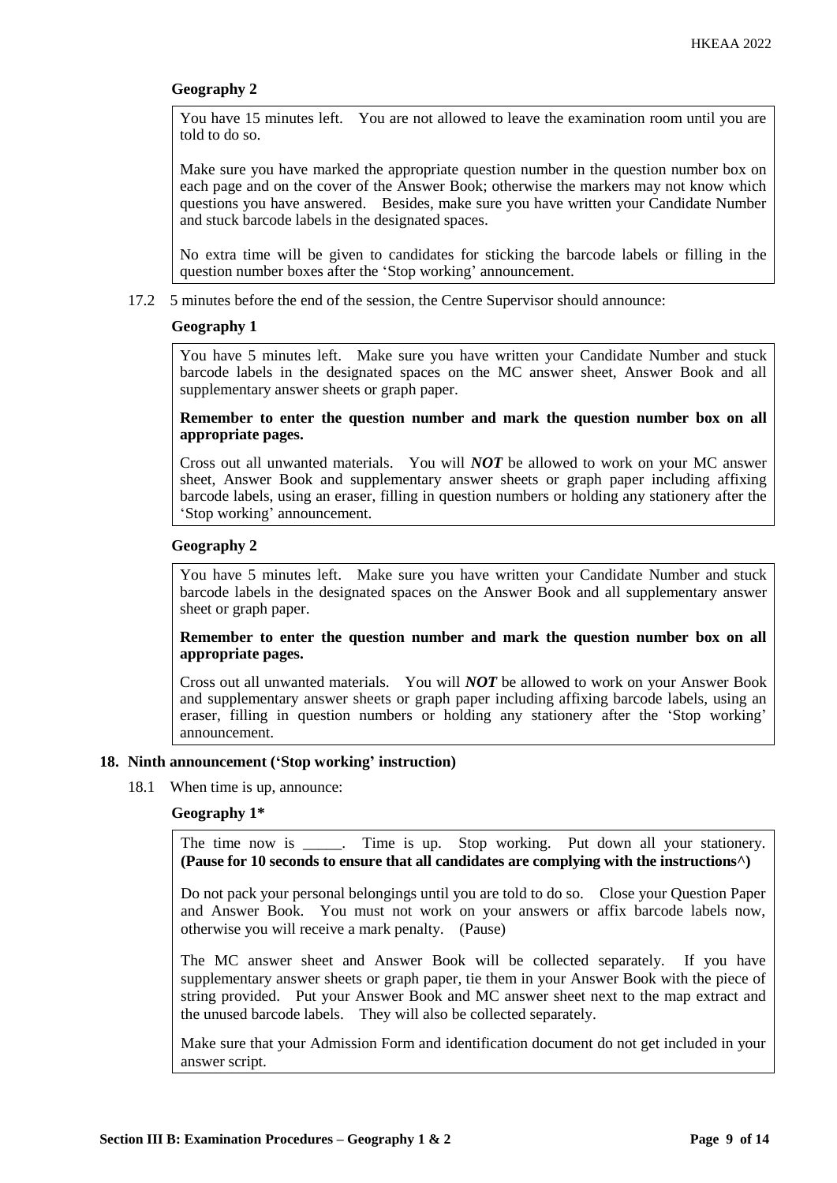**Geography 2**

> You have 15 minutes left. You are not allowed to leave the examination room until you are told to do so.
>
> Make sure you have marked the appropriate question number in the question number box on each page and on the cover of the Answer Book; otherwise the markers may not know which questions you have answered. Besides, make sure you have written your Candidate Number and stuck barcode labels in the designated spaces.
>
> No extra time will be given to candidates for sticking the barcode labels or filling in the question number boxes after the 'Stop working' announcement.

17.2 5 minutes before the end of the session, the Centre Supervisor should announce:

**Geography 1**

> You have 5 minutes left. Make sure you have written your Candidate Number and stuck barcode labels in the designated spaces on the MC answer sheet, Answer Book and all supplementary answer sheets or graph paper.
>
> **Remember to enter the question number and mark the question number box on all appropriate pages.**
>
> Cross out all unwanted materials. You will ***NOT*** be allowed to work on your MC answer sheet, Answer Book and supplementary answer sheets or graph paper including affixing barcode labels, using an eraser, filling in question numbers or holding any stationery after the 'Stop working' announcement.

**Geography 2**

> You have 5 minutes left. Make sure you have written your Candidate Number and stuck barcode labels in the designated spaces on the Answer Book and all supplementary answer sheet or graph paper.
>
> **Remember to enter the question number and mark the question number box on all appropriate pages.**
>
> Cross out all unwanted materials. You will ***NOT*** be allowed to work on your Answer Book and supplementary answer sheets or graph paper including affixing barcode labels, using an eraser, filling in question numbers or holding any stationery after the 'Stop working' announcement.

**18. Ninth announcement ('Stop working' instruction)**

18.1 When time is up, announce:

**Geography 1***

> The time now is _____. Time is up. Stop working. Put down all your stationery. **(Pause for 10 seconds to ensure that all candidates are complying with the instructions^)**
>
> Do not pack your personal belongings until you are told to do so. Close your Question Paper and Answer Book. You must not work on your answers or affix barcode labels now, otherwise you will receive a mark penalty. (Pause)
>
> The MC answer sheet and Answer Book will be collected separately. If you have supplementary answer sheets or graph paper, tie them in your Answer Book with the piece of string provided. Put your Answer Book and MC answer sheet next to the map extract and the unused barcode labels. They will also be collected separately.
>
> Make sure that your Admission Form and identification document do not get included in your answer script.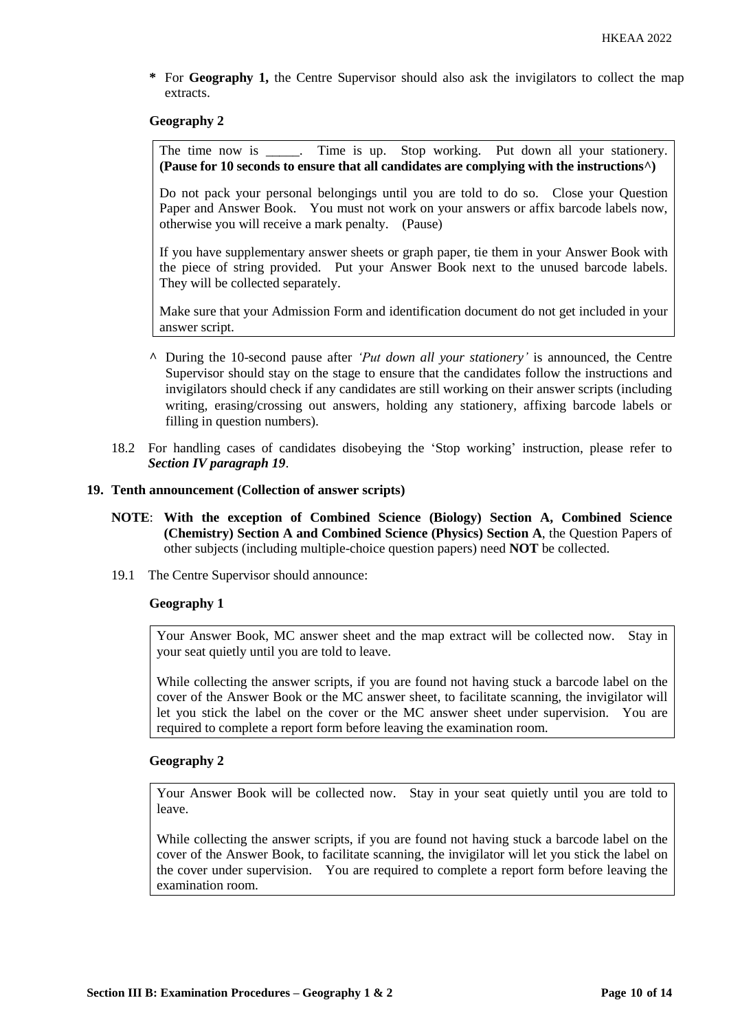\* For **Geography 1,** the Centre Supervisor should also ask the invigilators to collect the map extracts.

**Geography 2**

> The time now is _____. Time is up. Stop working. Put down all your stationery. **(Pause for 10 seconds to ensure that all candidates are complying with the instructions^)**
>
> Do not pack your personal belongings until you are told to do so. Close your Question Paper and Answer Book. You must not work on your answers or affix barcode labels now, otherwise you will receive a mark penalty. (Pause)
>
> If you have supplementary answer sheets or graph paper, tie them in your Answer Book with the piece of string provided. Put your Answer Book next to the unused barcode labels. They will be collected separately.
>
> Make sure that your Admission Form and identification document do not get included in your answer script.

^ During the 10-second pause after *'Put down all your stationery'* is announced, the Centre Supervisor should stay on the stage to ensure that the candidates follow the instructions and invigilators should check if any candidates are still working on their answer scripts (including writing, erasing/crossing out answers, holding any stationery, affixing barcode labels or filling in question numbers).

18.2 For handling cases of candidates disobeying the 'Stop working' instruction, please refer to ***Section IV paragraph 19***.

**19. Tenth announcement (Collection of answer scripts)**

**NOTE**: **With the exception of Combined Science (Biology) Section A, Combined Science (Chemistry) Section A and Combined Science (Physics) Section A**, the Question Papers of other subjects (including multiple-choice question papers) need **NOT** be collected.

19.1 The Centre Supervisor should announce:

**Geography 1**

> Your Answer Book, MC answer sheet and the map extract will be collected now. Stay in your seat quietly until you are told to leave.
>
> While collecting the answer scripts, if you are found not having stuck a barcode label on the cover of the Answer Book or the MC answer sheet, to facilitate scanning, the invigilator will let you stick the label on the cover or the MC answer sheet under supervision. You are required to complete a report form before leaving the examination room.

**Geography 2**

> Your Answer Book will be collected now. Stay in your seat quietly until you are told to leave.
>
> While collecting the answer scripts, if you are found not having stuck a barcode label on the cover of the Answer Book, to facilitate scanning, the invigilator will let you stick the label on the cover under supervision. You are required to complete a report form before leaving the examination room.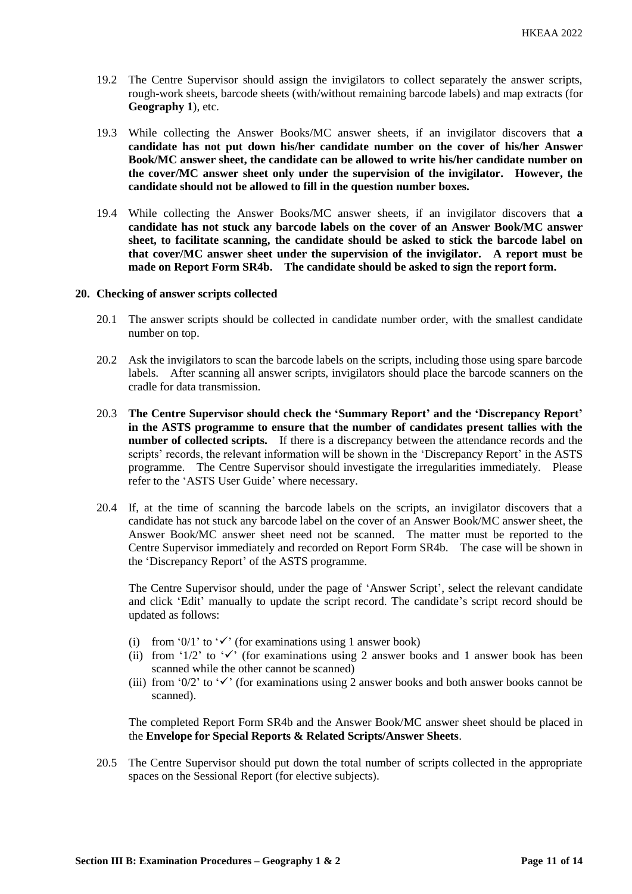19.2 The Centre Supervisor should assign the invigilators to collect separately the answer scripts, rough-work sheets, barcode sheets (with/without remaining barcode labels) and map extracts (for **Geography 1**), etc.

19.3 While collecting the Answer Books/MC answer sheets, if an invigilator discovers that **a candidate has not put down his/her candidate number on the cover of his/her Answer Book/MC answer sheet, the candidate can be allowed to write his/her candidate number on the cover/MC answer sheet only under the supervision of the invigilator. However, the candidate should not be allowed to fill in the question number boxes.**

19.4 While collecting the Answer Books/MC answer sheets, if an invigilator discovers that **a candidate has not stuck any barcode labels on the cover of an Answer Book/MC answer sheet, to facilitate scanning, the candidate should be asked to stick the barcode label on that cover/MC answer sheet under the supervision of the invigilator. A report must be made on Report Form SR4b. The candidate should be asked to sign the report form.**

## 20. Checking of answer scripts collected

20.1 The answer scripts should be collected in candidate number order, with the smallest candidate number on top.

20.2 Ask the invigilators to scan the barcode labels on the scripts, including those using spare barcode labels. After scanning all answer scripts, invigilators should place the barcode scanners on the cradle for data transmission.

20.3 **The Centre Supervisor should check the 'Summary Report' and the 'Discrepancy Report' in the ASTS programme to ensure that the number of candidates present tallies with the number of collected scripts.** If there is a discrepancy between the attendance records and the scripts' records, the relevant information will be shown in the 'Discrepancy Report' in the ASTS programme. The Centre Supervisor should investigate the irregularities immediately. Please refer to the 'ASTS User Guide' where necessary.

20.4 If, at the time of scanning the barcode labels on the scripts, an invigilator discovers that a candidate has not stuck any barcode label on the cover of an Answer Book/MC answer sheet, the Answer Book/MC answer sheet need not be scanned. The matter must be reported to the Centre Supervisor immediately and recorded on Report Form SR4b. The case will be shown in the 'Discrepancy Report' of the ASTS programme.

The Centre Supervisor should, under the page of 'Answer Script', select the relevant candidate and click 'Edit' manually to update the script record. The candidate's script record should be updated as follows:

(i) from '0/1' to '✓' (for examinations using 1 answer book)
(ii) from '1/2' to '✓' (for examinations using 2 answer books and 1 answer book has been scanned while the other cannot be scanned)
(iii) from '0/2' to '✓' (for examinations using 2 answer books and both answer books cannot be scanned).

The completed Report Form SR4b and the Answer Book/MC answer sheet should be placed in the **Envelope for Special Reports & Related Scripts/Answer Sheets**.

20.5 The Centre Supervisor should put down the total number of scripts collected in the appropriate spaces on the Sessional Report (for elective subjects).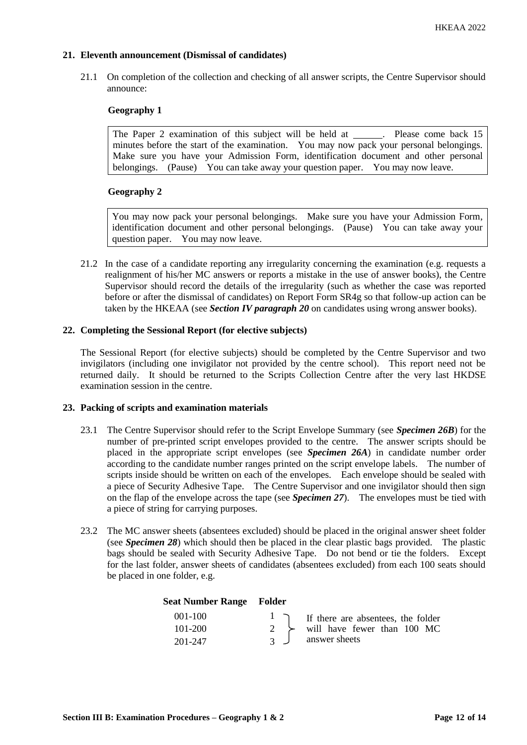## 21. Eleventh announcement (Dismissal of candidates)

21.1 On completion of the collection and checking of all answer scripts, the Centre Supervisor should announce:

**Geography 1**

> The Paper 2 examination of this subject will be held at ______. Please come back 15 minutes before the start of the examination. You may now pack your personal belongings. Make sure you have your Admission Form, identification document and other personal belongings. (Pause) You can take away your question paper. You may now leave.

**Geography 2**

> You may now pack your personal belongings. Make sure you have your Admission Form, identification document and other personal belongings. (Pause) You can take away your question paper. You may now leave.

21.2 In the case of a candidate reporting any irregularity concerning the examination (e.g. requests a realignment of his/her MC answers or reports a mistake in the use of answer books), the Centre Supervisor should record the details of the irregularity (such as whether the case was reported before or after the dismissal of candidates) on Report Form SR4g so that follow-up action can be taken by the HKEAA (see ***Section IV paragraph 20*** on candidates using wrong answer books).

## 22. Completing the Sessional Report (for elective subjects)

The Sessional Report (for elective subjects) should be completed by the Centre Supervisor and two invigilators (including one invigilator not provided by the centre school). This report need not be returned daily. It should be returned to the Scripts Collection Centre after the very last HKDSE examination session in the centre.

## 23. Packing of scripts and examination materials

23.1 The Centre Supervisor should refer to the Script Envelope Summary (see ***Specimen 26B***) for the number of pre-printed script envelopes provided to the centre. The answer scripts should be placed in the appropriate script envelopes (see ***Specimen 26A***) in candidate number order according to the candidate number ranges printed on the script envelope labels. The number of scripts inside should be written on each of the envelopes. Each envelope should be sealed with a piece of Security Adhesive Tape. The Centre Supervisor and one invigilator should then sign on the flap of the envelope across the tape (see ***Specimen 27***). The envelopes must be tied with a piece of string for carrying purposes.

23.2 The MC answer sheets (absentees excluded) should be placed in the original answer sheet folder (see ***Specimen 28***) which should then be placed in the clear plastic bags provided. The plastic bags should be sealed with Security Adhesive Tape. Do not bend or tie the folders. Except for the last folder, answer sheets of candidates (absentees excluded) from each 100 seats should be placed in one folder, e.g.

| Seat Number Range | Folder | |
|---|---|---|
| 001-100 | 1 | If there are absentees, the folder will have fewer than 100 MC answer sheets |
| 101-200 | 2 | |
| 201-247 | 3 | |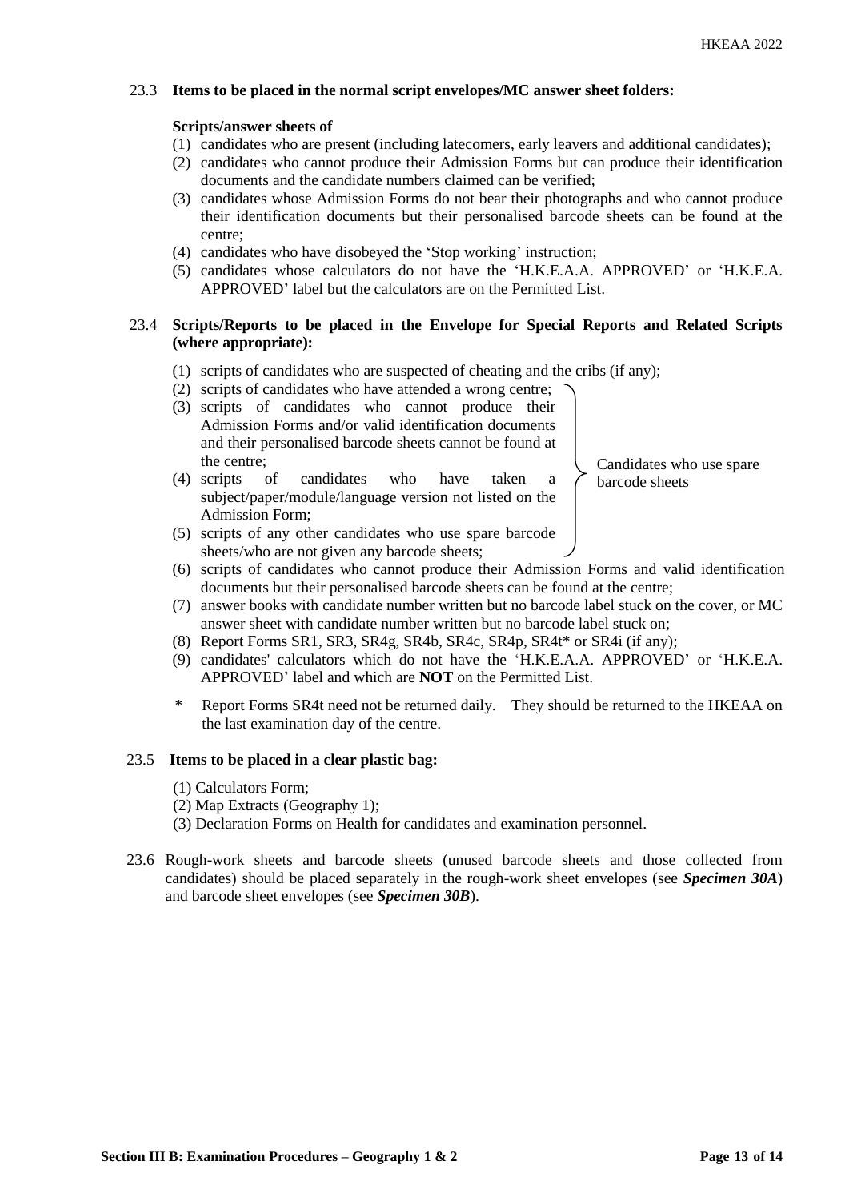23.3 **Items to be placed in the normal script envelopes/MC answer sheet folders:**

**Scripts/answer sheets of**

(1) candidates who are present (including latecomers, early leavers and additional candidates);
(2) candidates who cannot produce their Admission Forms but can produce their identification documents and the candidate numbers claimed can be verified;
(3) candidates whose Admission Forms do not bear their photographs and who cannot produce their identification documents but their personalised barcode sheets can be found at the centre;
(4) candidates who have disobeyed the 'Stop working' instruction;
(5) candidates whose calculators do not have the 'H.K.E.A.A. APPROVED' or 'H.K.E.A. APPROVED' label but the calculators are on the Permitted List.

23.4 **Scripts/Reports to be placed in the Envelope for Special Reports and Related Scripts (where appropriate):**

(1) scripts of candidates who are suspected of cheating and the cribs (if any);
(2) scripts of candidates who have attended a wrong centre;
(3) scripts of candidates who cannot produce their Admission Forms and/or valid identification documents and their personalised barcode sheets cannot be found at the centre;
(4) scripts of candidates who have taken a subject/paper/module/language version not listed on the Admission Form;
(5) scripts of any other candidates who use spare barcode sheets/who are not given any barcode sheets;

   (Items (2) to (5): Candidates who use spare barcode sheets)

(6) scripts of candidates who cannot produce their Admission Forms and valid identification documents but their personalised barcode sheets can be found at the centre;
(7) answer books with candidate number written but no barcode label stuck on the cover, or MC answer sheet with candidate number written but no barcode label stuck on;
(8) Report Forms SR1, SR3, SR4g, SR4b, SR4c, SR4p, SR4t* or SR4i (if any);
(9) candidates' calculators which do not have the 'H.K.E.A.A. APPROVED' or 'H.K.E.A. APPROVED' label and which are **NOT** on the Permitted List.

\* Report Forms SR4t need not be returned daily. They should be returned to the HKEAA on the last examination day of the centre.

23.5 **Items to be placed in a clear plastic bag:**

(1) Calculators Form;
(2) Map Extracts (Geography 1);
(3) Declaration Forms on Health for candidates and examination personnel.

23.6 Rough-work sheets and barcode sheets (unused barcode sheets and those collected from candidates) should be placed separately in the rough-work sheet envelopes (see ***Specimen 30A***) and barcode sheet envelopes (see ***Specimen 30B***).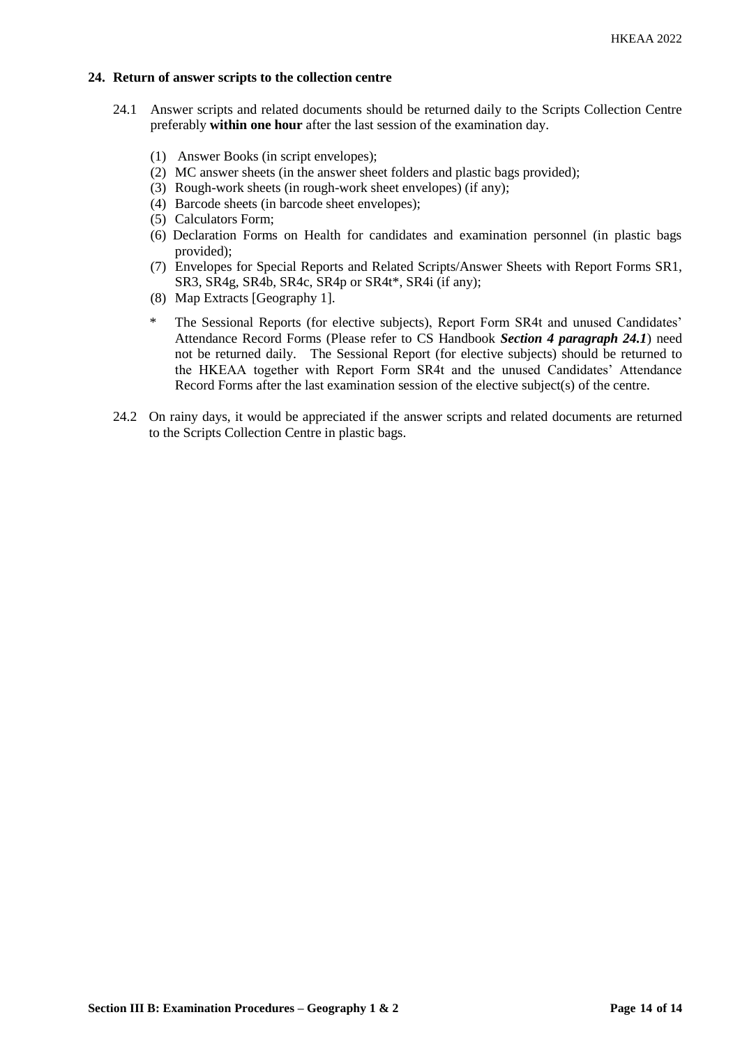## 24. Return of answer scripts to the collection centre

24.1 Answer scripts and related documents should be returned daily to the Scripts Collection Centre preferably **within one hour** after the last session of the examination day.

(1) Answer Books (in script envelopes);
(2) MC answer sheets (in the answer sheet folders and plastic bags provided);
(3) Rough-work sheets (in rough-work sheet envelopes) (if any);
(4) Barcode sheets (in barcode sheet envelopes);
(5) Calculators Form;
(6) Declaration Forms on Health for candidates and examination personnel (in plastic bags provided);
(7) Envelopes for Special Reports and Related Scripts/Answer Sheets with Report Forms SR1, SR3, SR4g, SR4b, SR4c, SR4p or SR4t*, SR4i (if any);
(8) Map Extracts [Geography 1].

\* The Sessional Reports (for elective subjects), Report Form SR4t and unused Candidates' Attendance Record Forms (Please refer to CS Handbook ***Section 4 paragraph 24.1***) need not be returned daily. The Sessional Report (for elective subjects) should be returned to the HKEAA together with Report Form SR4t and the unused Candidates' Attendance Record Forms after the last examination session of the elective subject(s) of the centre.

24.2 On rainy days, it would be appreciated if the answer scripts and related documents are returned to the Scripts Collection Centre in plastic bags.